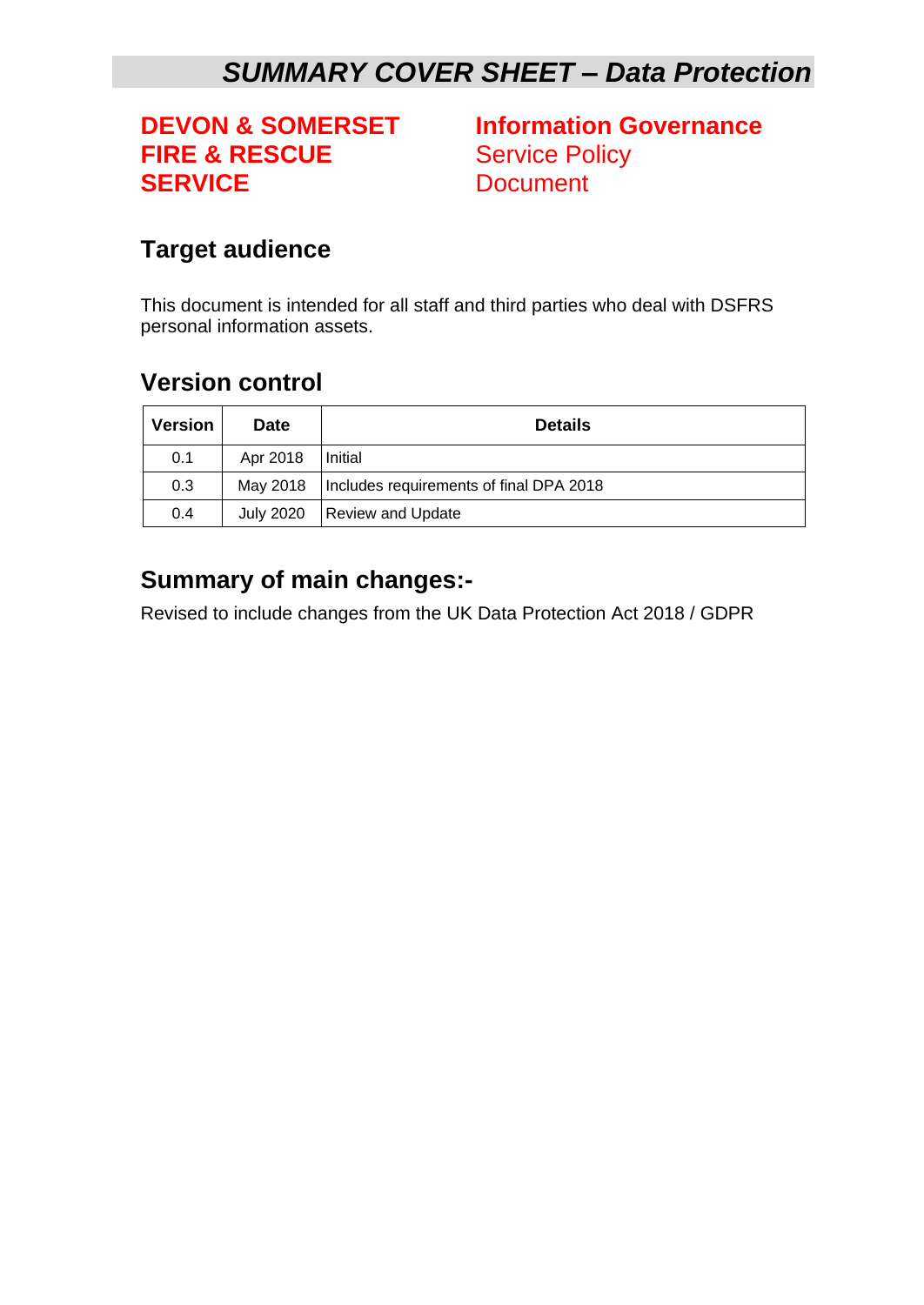# *SUMMARY COVER SHEET – Data Protection*

**DEVON & SOMERSET FIRE & RESCUE SERVICE**

**Information Governance**
Service Policy
Document

## Target audience

This document is intended for all staff and third parties who deal with DSFRS personal information assets.

## Version control

| Version | Date | Details |
|---|---|---|
| 0.1 | Apr 2018 | Initial |
| 0.3 | May 2018 | Includes requirements of final DPA 2018 |
| 0.4 | July 2020 | Review and Update |

## Summary of main changes:-

Revised to include changes from the UK Data Protection Act 2018 / GDPR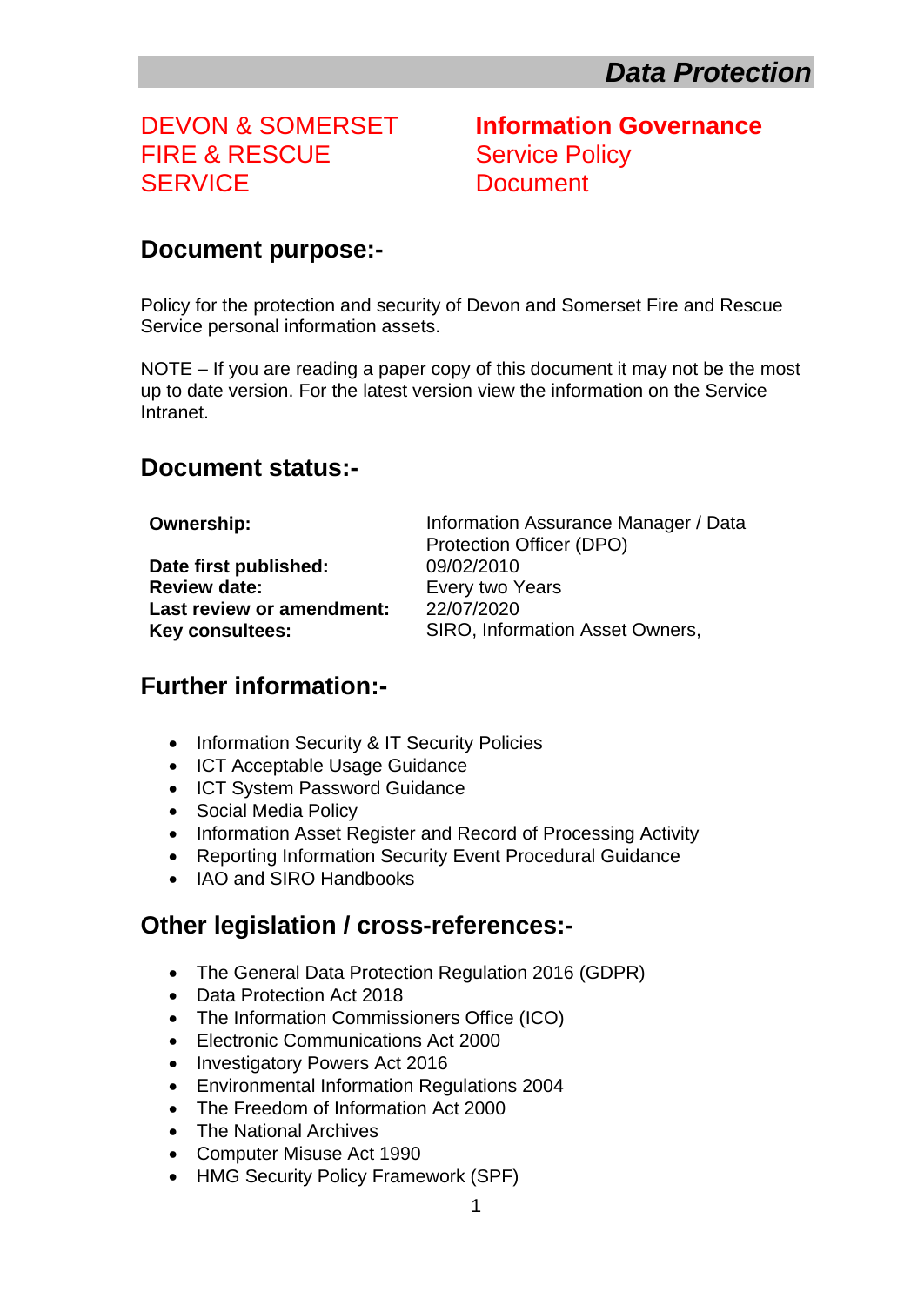***Data Protection***

DEVON & SOMERSET FIRE & RESCUE SERVICE

**Information Governance**
Service Policy Document

## Document purpose:-

Policy for the protection and security of Devon and Somerset Fire and Rescue Service personal information assets.

NOTE – If you are reading a paper copy of this document it may not be the most up to date version. For the latest version view the information on the Service Intranet.

## Document status:-

| | |
|---|---|
| **Ownership:** | Information Assurance Manager / Data Protection Officer (DPO) |
| **Date first published:** | 09/02/2010 |
| **Review date:** | Every two Years |
| **Last review or amendment:** | 22/07/2020 |
| **Key consultees:** | SIRO, Information Asset Owners, |

## Further information:-

- Information Security & IT Security Policies
- ICT Acceptable Usage Guidance
- ICT System Password Guidance
- Social Media Policy
- Information Asset Register and Record of Processing Activity
- Reporting Information Security Event Procedural Guidance
- IAO and SIRO Handbooks

## Other legislation / cross-references:-

- The General Data Protection Regulation 2016 (GDPR)
- Data Protection Act 2018
- The Information Commissioners Office (ICO)
- Electronic Communications Act 2000
- Investigatory Powers Act 2016
- Environmental Information Regulations 2004
- The Freedom of Information Act 2000
- The National Archives
- Computer Misuse Act 1990
- HMG Security Policy Framework (SPF)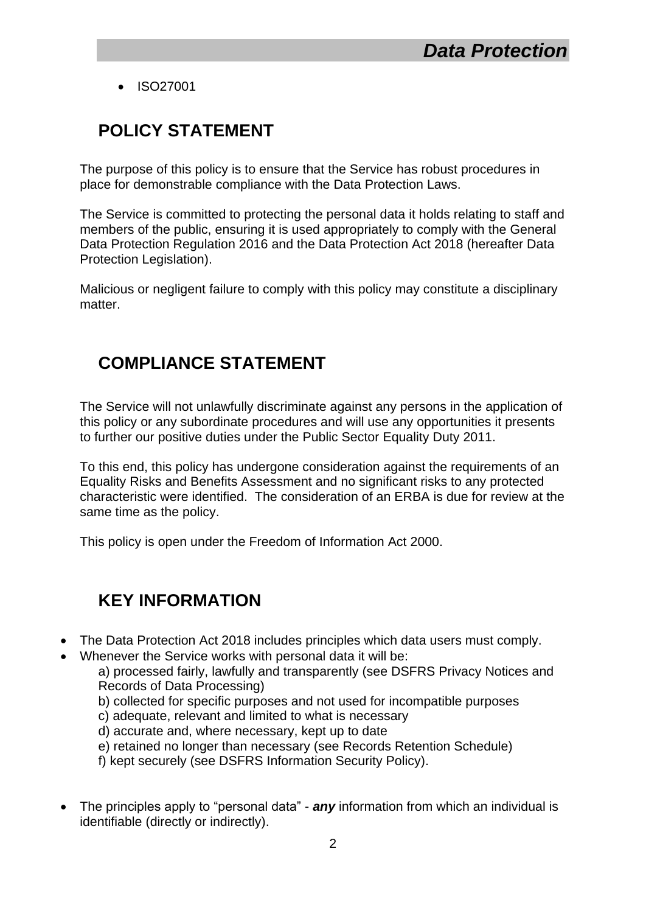- ISO27001

## POLICY STATEMENT

The purpose of this policy is to ensure that the Service has robust procedures in place for demonstrable compliance with the Data Protection Laws.

The Service is committed to protecting the personal data it holds relating to staff and members of the public, ensuring it is used appropriately to comply with the General Data Protection Regulation 2016 and the Data Protection Act 2018 (hereafter Data Protection Legislation).

Malicious or negligent failure to comply with this policy may constitute a disciplinary matter.

## COMPLIANCE STATEMENT

The Service will not unlawfully discriminate against any persons in the application of this policy or any subordinate procedures and will use any opportunities it presents to further our positive duties under the Public Sector Equality Duty 2011.

To this end, this policy has undergone consideration against the requirements of an Equality Risks and Benefits Assessment and no significant risks to any protected characteristic were identified. The consideration of an ERBA is due for review at the same time as the policy.

This policy is open under the Freedom of Information Act 2000.

## KEY INFORMATION

- The Data Protection Act 2018 includes principles which data users must comply.
- Whenever the Service works with personal data it will be:
  a) processed fairly, lawfully and transparently (see DSFRS Privacy Notices and Records of Data Processing)
  b) collected for specific purposes and not used for incompatible purposes
  c) adequate, relevant and limited to what is necessary
  d) accurate and, where necessary, kept up to date
  e) retained no longer than necessary (see Records Retention Schedule)
  f) kept securely (see DSFRS Information Security Policy).

- The principles apply to "personal data" - ***any*** information from which an individual is identifiable (directly or indirectly).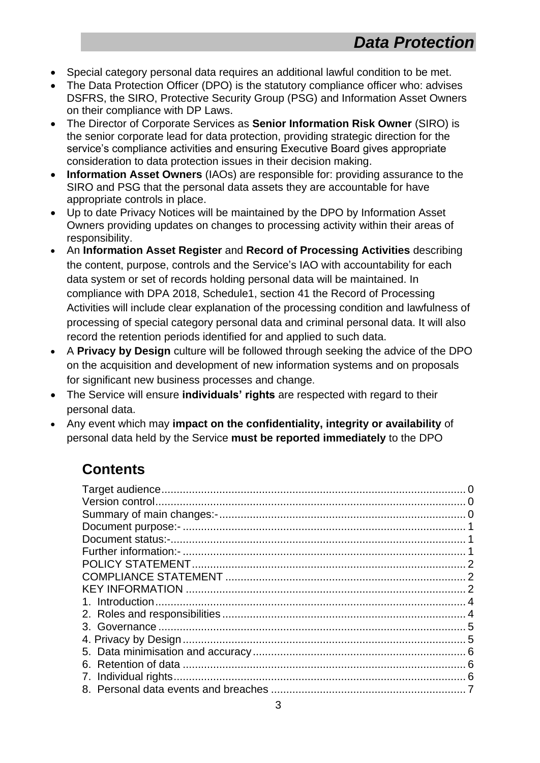- Special category personal data requires an additional lawful condition to be met.
- The Data Protection Officer (DPO) is the statutory compliance officer who: advises DSFRS, the SIRO, Protective Security Group (PSG) and Information Asset Owners on their compliance with DP Laws.
- The Director of Corporate Services as **Senior Information Risk Owner** (SIRO) is the senior corporate lead for data protection, providing strategic direction for the service's compliance activities and ensuring Executive Board gives appropriate consideration to data protection issues in their decision making.
- **Information Asset Owners** (IAOs) are responsible for: providing assurance to the SIRO and PSG that the personal data assets they are accountable for have appropriate controls in place.
- Up to date Privacy Notices will be maintained by the DPO by Information Asset Owners providing updates on changes to processing activity within their areas of responsibility.
- An **Information Asset Register** and **Record of Processing Activities** describing the content, purpose, controls and the Service's IAO with accountability for each data system or set of records holding personal data will be maintained. In compliance with DPA 2018, Schedule1, section 41 the Record of Processing Activities will include clear explanation of the processing condition and lawfulness of processing of special category personal data and criminal personal data. It will also record the retention periods identified for and applied to such data.
- A **Privacy by Design** culture will be followed through seeking the advice of the DPO on the acquisition and development of new information systems and on proposals for significant new business processes and change.
- The Service will ensure **individuals' rights** are respected with regard to their personal data.
- Any event which may **impact on the confidentiality, integrity or availability** of personal data held by the Service **must be reported immediately** to the DPO

## Contents

Target audience.................................................................................................. 0
Version control.................................................................................................... 0
Summary of main changes:-............................................................................... 0
Document purpose:- .......................................................................................... 1
Document status:-.............................................................................................. 1
Further information:- .......................................................................................... 1
POLICY STATEMENT......................................................................................... 2
COMPLIANCE STATEMENT ............................................................................. 2
KEY INFORMATION .......................................................................................... 2
1. Introduction..................................................................................................... 4
2. Roles and responsibilities............................................................................... 4
3. Governance ................................................................................................... 5
4. Privacy by Design........................................................................................... 5
5. Data minimisation and accuracy..................................................................... 6
6. Retention of data ........................................................................................... 6
7. Individual rights.............................................................................................. 6
8. Personal data events and breaches .............................................................. 7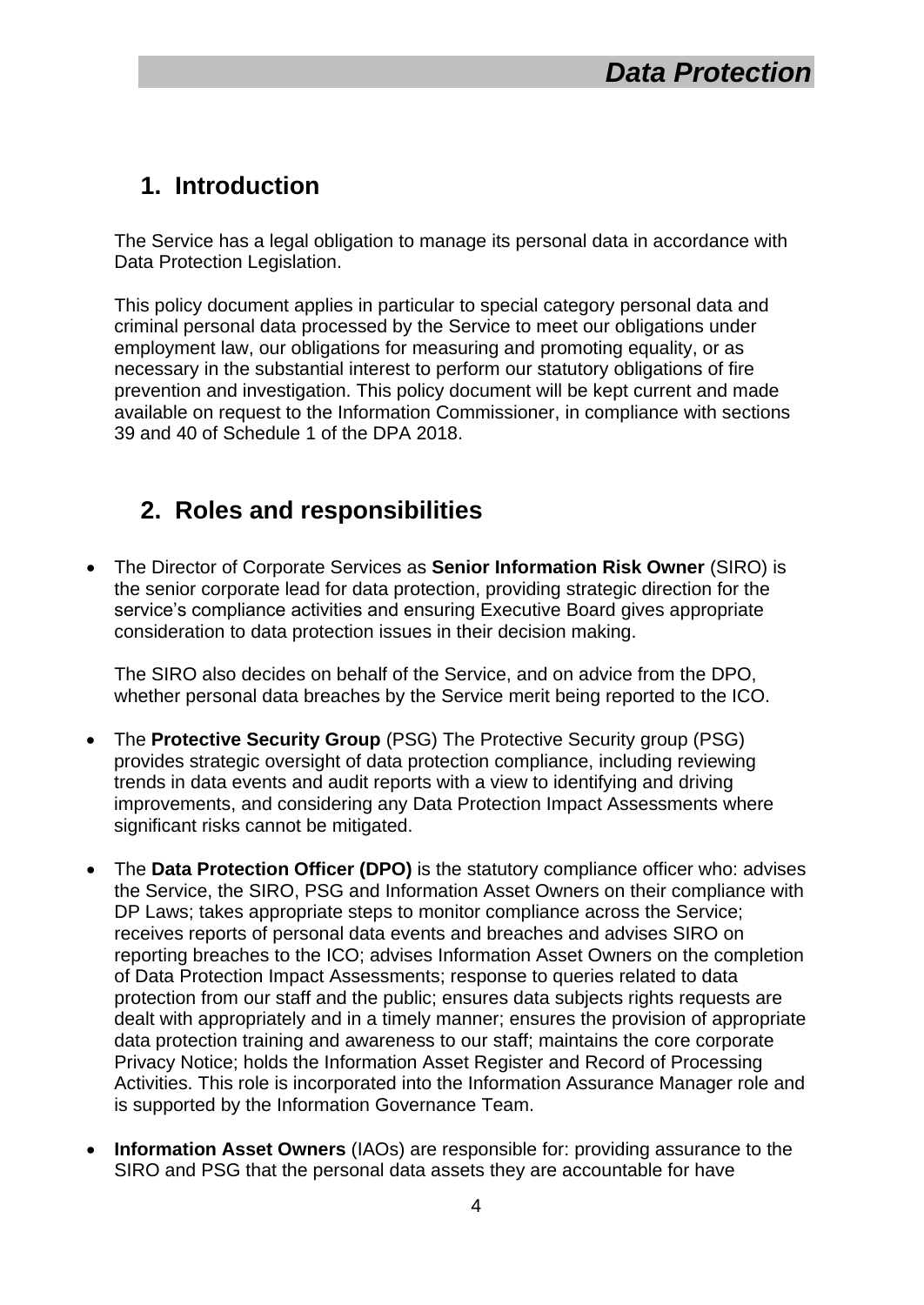## 1. Introduction

The Service has a legal obligation to manage its personal data in accordance with Data Protection Legislation.

This policy document applies in particular to special category personal data and criminal personal data processed by the Service to meet our obligations under employment law, our obligations for measuring and promoting equality, or as necessary in the substantial interest to perform our statutory obligations of fire prevention and investigation. This policy document will be kept current and made available on request to the Information Commissioner, in compliance with sections 39 and 40 of Schedule 1 of the DPA 2018.

## 2. Roles and responsibilities

- The Director of Corporate Services as **Senior Information Risk Owner** (SIRO) is the senior corporate lead for data protection, providing strategic direction for the service's compliance activities and ensuring Executive Board gives appropriate consideration to data protection issues in their decision making.

  The SIRO also decides on behalf of the Service, and on advice from the DPO, whether personal data breaches by the Service merit being reported to the ICO.

- The **Protective Security Group** (PSG) The Protective Security group (PSG) provides strategic oversight of data protection compliance, including reviewing trends in data events and audit reports with a view to identifying and driving improvements, and considering any Data Protection Impact Assessments where significant risks cannot be mitigated.

- The **Data Protection Officer (DPO)** is the statutory compliance officer who: advises the Service, the SIRO, PSG and Information Asset Owners on their compliance with DP Laws; takes appropriate steps to monitor compliance across the Service; receives reports of personal data events and breaches and advises SIRO on reporting breaches to the ICO; advises Information Asset Owners on the completion of Data Protection Impact Assessments; response to queries related to data protection from our staff and the public; ensures data subjects rights requests are dealt with appropriately and in a timely manner; ensures the provision of appropriate data protection training and awareness to our staff; maintains the core corporate Privacy Notice; holds the Information Asset Register and Record of Processing Activities. This role is incorporated into the Information Assurance Manager role and is supported by the Information Governance Team.

- **Information Asset Owners** (IAOs) are responsible for: providing assurance to the SIRO and PSG that the personal data assets they are accountable for have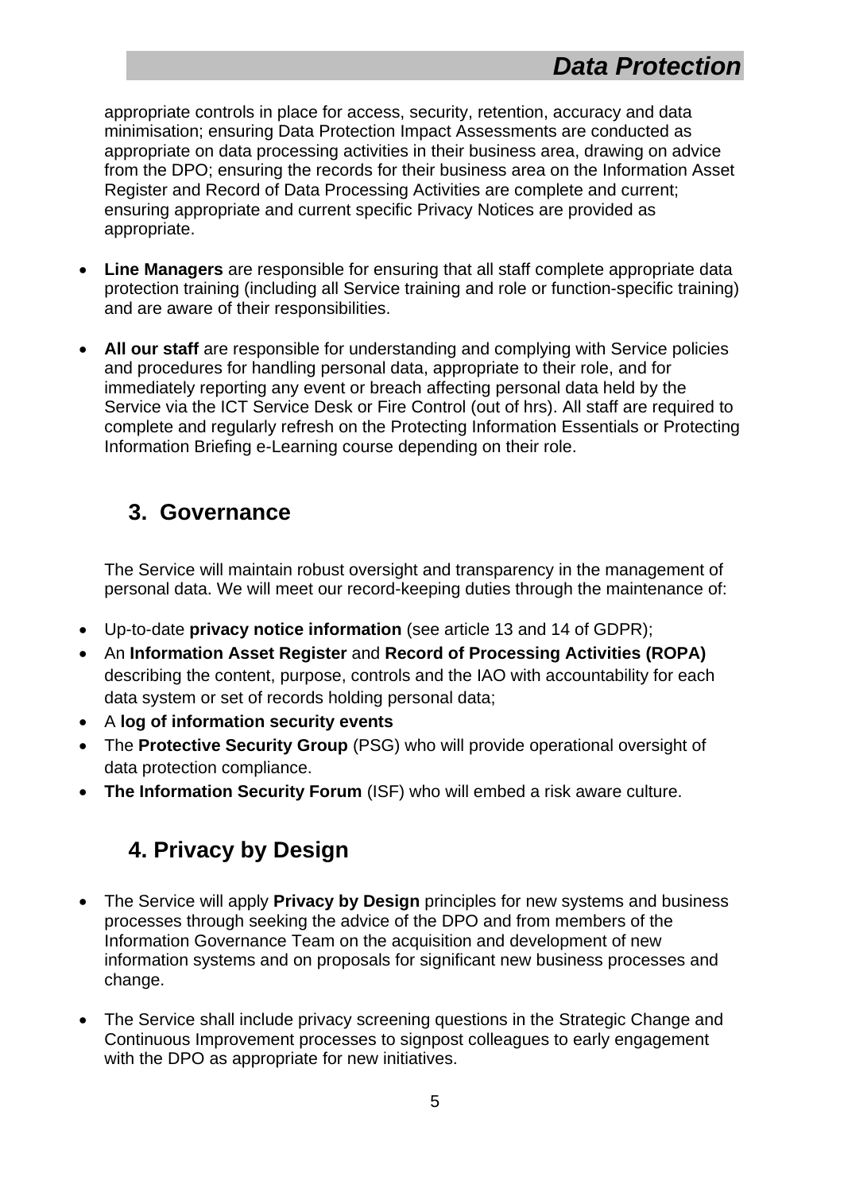appropriate controls in place for access, security, retention, accuracy and data minimisation; ensuring Data Protection Impact Assessments are conducted as appropriate on data processing activities in their business area, drawing on advice from the DPO; ensuring the records for their business area on the Information Asset Register and Record of Data Processing Activities are complete and current; ensuring appropriate and current specific Privacy Notices are provided as appropriate.

- **Line Managers** are responsible for ensuring that all staff complete appropriate data protection training (including all Service training and role or function-specific training) and are aware of their responsibilities.

- **All our staff** are responsible for understanding and complying with Service policies and procedures for handling personal data, appropriate to their role, and for immediately reporting any event or breach affecting personal data held by the Service via the ICT Service Desk or Fire Control (out of hrs). All staff are required to complete and regularly refresh on the Protecting Information Essentials or Protecting Information Briefing e-Learning course depending on their role.

## 3. Governance

The Service will maintain robust oversight and transparency in the management of personal data. We will meet our record-keeping duties through the maintenance of:

- Up-to-date **privacy notice information** (see article 13 and 14 of GDPR);
- An **Information Asset Register** and **Record of Processing Activities (ROPA)** describing the content, purpose, controls and the IAO with accountability for each data system or set of records holding personal data;
- A **log of information security events**
- The **Protective Security Group** (PSG) who will provide operational oversight of data protection compliance.
- **The Information Security Forum** (ISF) who will embed a risk aware culture.

## 4. Privacy by Design

- The Service will apply **Privacy by Design** principles for new systems and business processes through seeking the advice of the DPO and from members of the Information Governance Team on the acquisition and development of new information systems and on proposals for significant new business processes and change.

- The Service shall include privacy screening questions in the Strategic Change and Continuous Improvement processes to signpost colleagues to early engagement with the DPO as appropriate for new initiatives.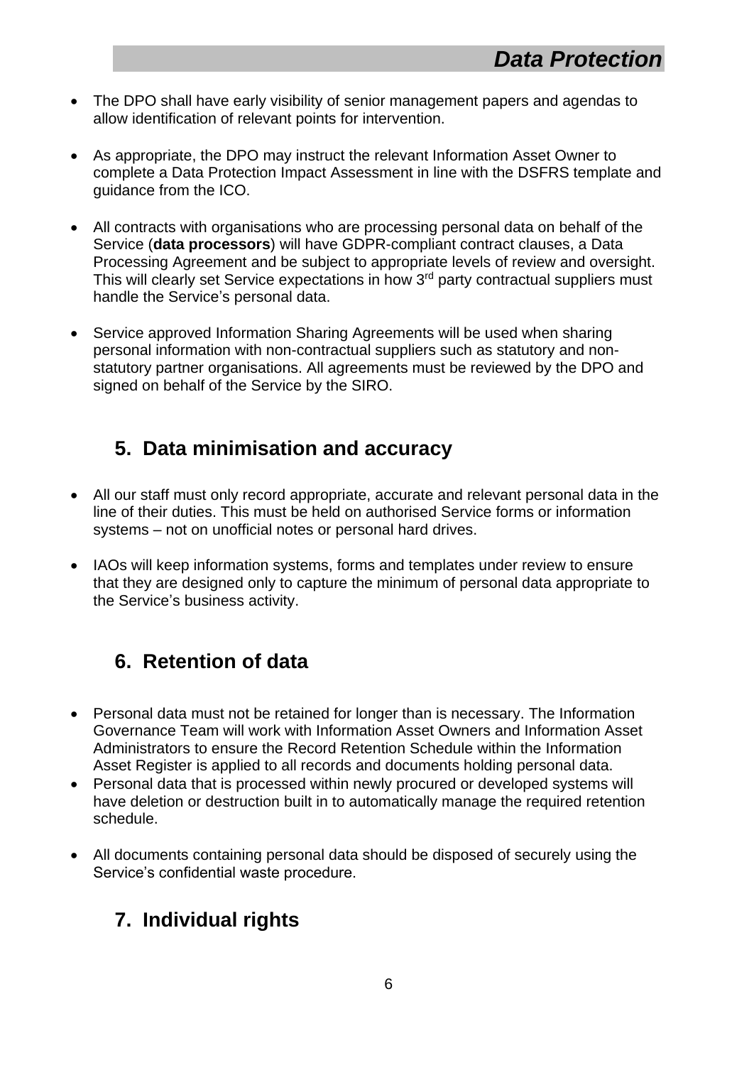- The DPO shall have early visibility of senior management papers and agendas to allow identification of relevant points for intervention.

- As appropriate, the DPO may instruct the relevant Information Asset Owner to complete a Data Protection Impact Assessment in line with the DSFRS template and guidance from the ICO.

- All contracts with organisations who are processing personal data on behalf of the Service (**data processors**) will have GDPR-compliant contract clauses, a Data Processing Agreement and be subject to appropriate levels of review and oversight. This will clearly set Service expectations in how 3rd party contractual suppliers must handle the Service's personal data.

- Service approved Information Sharing Agreements will be used when sharing personal information with non-contractual suppliers such as statutory and non-statutory partner organisations. All agreements must be reviewed by the DPO and signed on behalf of the Service by the SIRO.

## 5. Data minimisation and accuracy

- All our staff must only record appropriate, accurate and relevant personal data in the line of their duties. This must be held on authorised Service forms or information systems – not on unofficial notes or personal hard drives.

- IAOs will keep information systems, forms and templates under review to ensure that they are designed only to capture the minimum of personal data appropriate to the Service's business activity.

## 6. Retention of data

- Personal data must not be retained for longer than is necessary. The Information Governance Team will work with Information Asset Owners and Information Asset Administrators to ensure the Record Retention Schedule within the Information Asset Register is applied to all records and documents holding personal data.
- Personal data that is processed within newly procured or developed systems will have deletion or destruction built in to automatically manage the required retention schedule.

- All documents containing personal data should be disposed of securely using the Service's confidential waste procedure.

## 7. Individual rights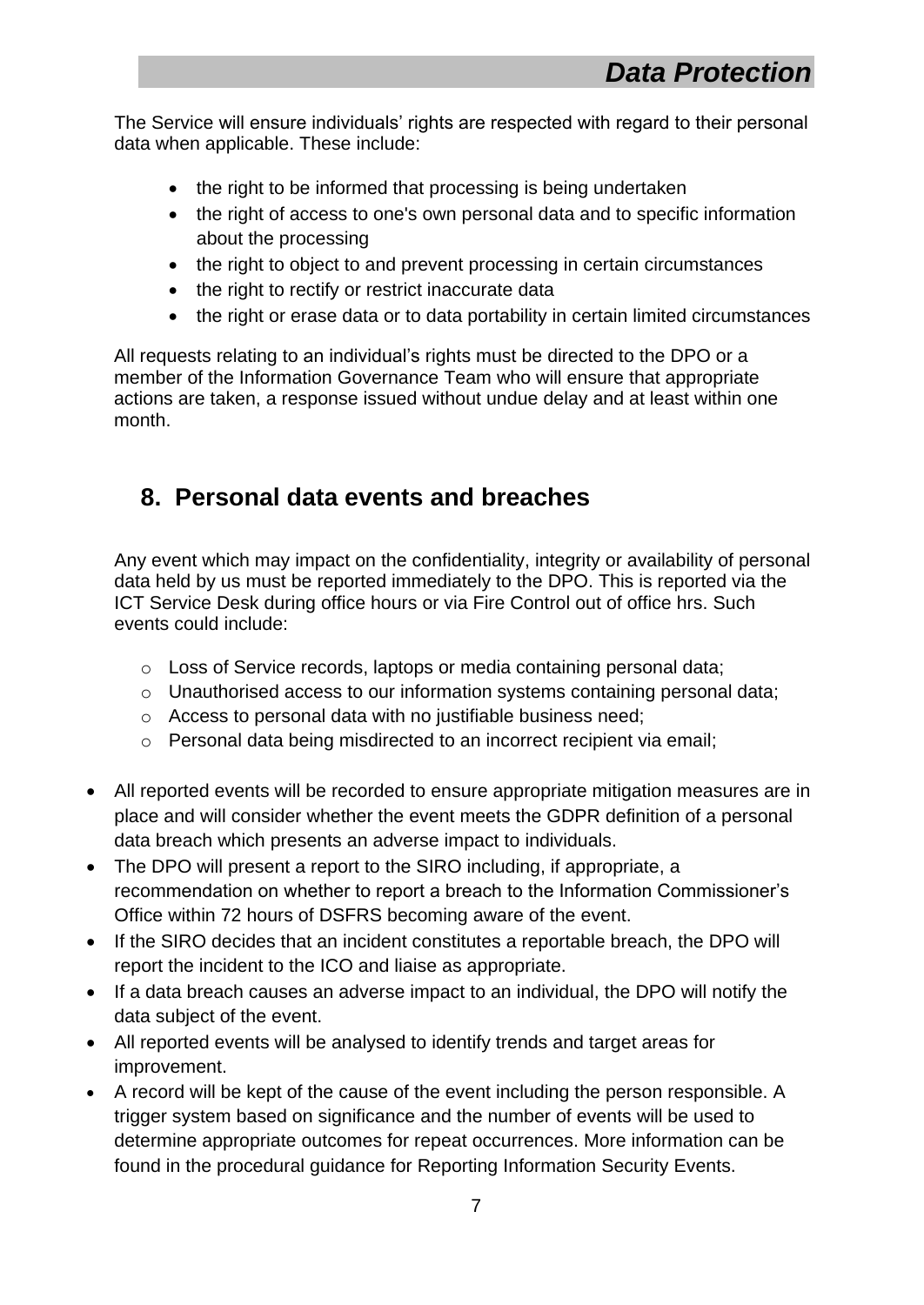The Service will ensure individuals' rights are respected with regard to their personal data when applicable. These include:

- the right to be informed that processing is being undertaken
- the right of access to one's own personal data and to specific information about the processing
- the right to object to and prevent processing in certain circumstances
- the right to rectify or restrict inaccurate data
- the right or erase data or to data portability in certain limited circumstances

All requests relating to an individual's rights must be directed to the DPO or a member of the Information Governance Team who will ensure that appropriate actions are taken, a response issued without undue delay and at least within one month.

## 8. Personal data events and breaches

Any event which may impact on the confidentiality, integrity or availability of personal data held by us must be reported immediately to the DPO. This is reported via the ICT Service Desk during office hours or via Fire Control out of office hrs. Such events could include:

- Loss of Service records, laptops or media containing personal data;
- Unauthorised access to our information systems containing personal data;
- Access to personal data with no justifiable business need;
- Personal data being misdirected to an incorrect recipient via email;

- All reported events will be recorded to ensure appropriate mitigation measures are in place and will consider whether the event meets the GDPR definition of a personal data breach which presents an adverse impact to individuals.
- The DPO will present a report to the SIRO including, if appropriate, a recommendation on whether to report a breach to the Information Commissioner's Office within 72 hours of DSFRS becoming aware of the event.
- If the SIRO decides that an incident constitutes a reportable breach, the DPO will report the incident to the ICO and liaise as appropriate.
- If a data breach causes an adverse impact to an individual, the DPO will notify the data subject of the event.
- All reported events will be analysed to identify trends and target areas for improvement.
- A record will be kept of the cause of the event including the person responsible. A trigger system based on significance and the number of events will be used to determine appropriate outcomes for repeat occurrences. More information can be found in the procedural guidance for Reporting Information Security Events.